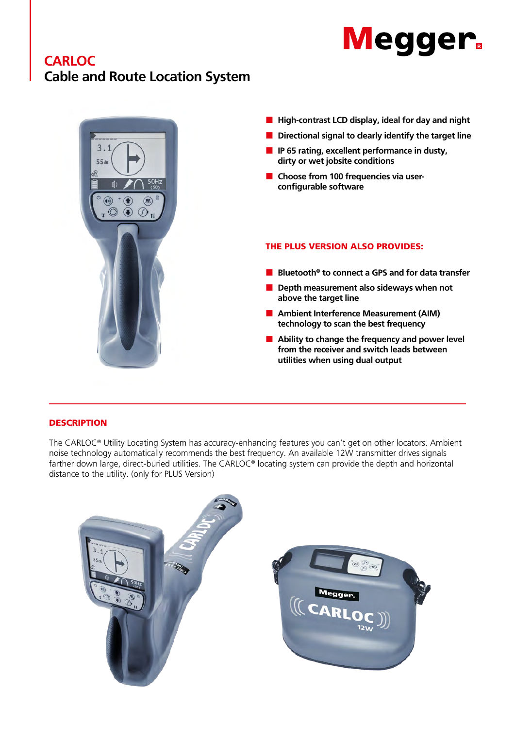# CARLOC
## Cable and Route Location System

- High-contrast LCD display, ideal for day and night
- Directional signal to clearly identify the target line
- IP 65 rating, excellent performance in dusty, dirty or wet jobsite conditions
- Choose from 100 frequencies via user-configurable software

### THE PLUS VERSION ALSO PROVIDES:

- Bluetooth® to connect a GPS and for data transfer
- Depth measurement also sideways when not above the target line
- Ambient Interference Measurement (AIM) technology to scan the best frequency
- Ability to change the frequency and power level from the receiver and switch leads between utilities when using dual output

## DESCRIPTION

The CARLOC® Utility Locating System has accuracy-enhancing features you can't get on other locators. Ambient noise technology automatically recommends the best frequency. An available 12W transmitter drives signals farther down large, direct-buried utilities. The CARLOC® locating system can provide the depth and horizontal distance to the utility. (only for PLUS Version)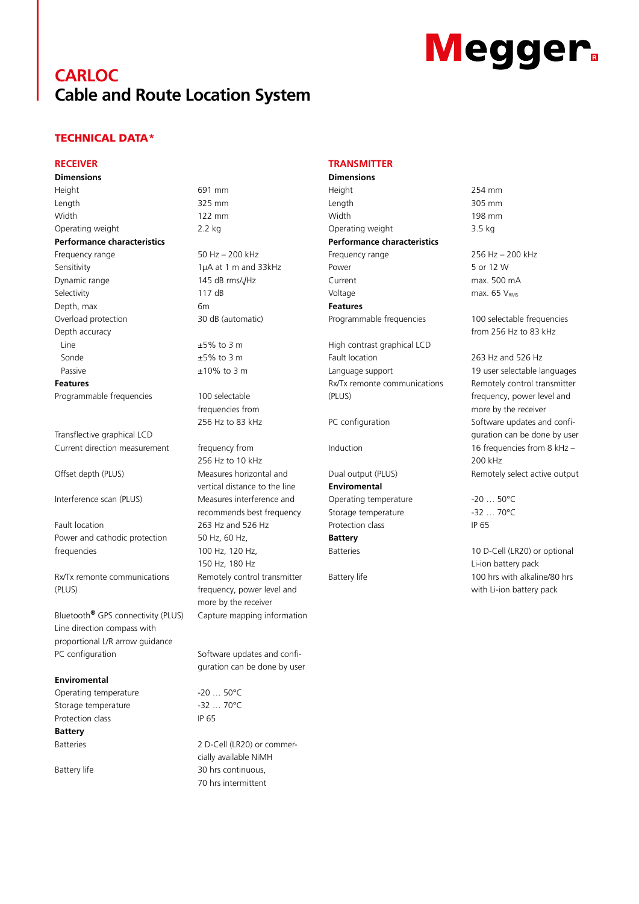# CARLOC

## Cable and Route Location System

### TECHNICAL DATA*

#### RECEIVER

| **Dimensions** | |
|---|---|
| Height | 691 mm |
| Length | 325 mm |
| Width | 122 mm |
| Operating weight | 2.2 kg |
| **Performance characteristics** | |
| Frequency range | 50 Hz – 200 kHz |
| Sensitivity | 1µA at 1 m and 33kHz |
| Dynamic range | 145 dB rms/√Hz |
| Selectivity | 117 dB |
| Depth, max | 6m |
| Overload protection | 30 dB (automatic) |
| Depth accuracy | |
| Line | ±5% to 3 m |
| Sonde | ±5% to 3 m |
| Passive | ±10% to 3 m |
| **Features** | |
| Programmable frequencies | 100 selectable frequencies from 256 Hz to 83 kHz |
| Transflective graphical LCD | |
| Current direction measurement | frequency from 256 Hz to 10 kHz |
| Offset depth (PLUS) | Measures horizontal and vertical distance to the line |
| Interference scan (PLUS) | Measures interference and recommends best frequency |
| Fault location | 263 Hz and 526 Hz |
| Power and cathodic protection frequencies | 50 Hz, 60 Hz, 100 Hz, 120 Hz, 150 Hz, 180 Hz |
| Rx/Tx remonte communications (PLUS) | Remotely control transmitter frequency, power level and more by the receiver |
| Bluetooth® GPS connectivity (PLUS) | Capture mapping information |
| Line direction compass with proportional L/R arrow guidance | |
| PC configuration | Software updates and configuration can be done by user |
| **Enviromental** | |
| Operating temperature | -20 … 50°C |
| Storage temperature | -32 … 70°C |
| Protection class | IP 65 |
| **Battery** | |
| Batteries | 2 D-Cell (LR20) or commercially available NiMH |
| Battery life | 30 hrs continuous, 70 hrs intermittent |

#### TRANSMITTER

| **Dimensions** | |
|---|---|
| Height | 254 mm |
| Length | 305 mm |
| Width | 198 mm |
| Operating weight | 3.5 kg |
| **Performance characteristics** | |
| Frequency range | 256 Hz – 200 kHz |
| Power | 5 or 12 W |
| Current | max. 500 mA |
| Voltage | max. 65 $V_{RMS}$ |
| **Features** | |
| Programmable frequencies | 100 selectable frequencies from 256 Hz to 83 kHz |
| High contrast graphical LCD | |
| Fault location | 263 Hz and 526 Hz |
| Language support | 19 user selectable languages |
| Rx/Tx remonte communications (PLUS) | Remotely control transmitter frequency, power level and more by the receiver |
| PC configuration | Software updates and configuration can be done by user |
| Induction | 16 frequencies from 8 kHz – 200 kHz |
| Dual output (PLUS) | Remotely select active output |
| **Enviromental** | |
| Operating temperature | -20 … 50°C |
| Storage temperature | -32 … 70°C |
| Protection class | IP 65 |
| **Battery** | |
| Batteries | 10 D-Cell (LR20) or optional Li-ion battery pack |
| Battery life | 100 hrs with alkaline/80 hrs with Li-ion battery pack |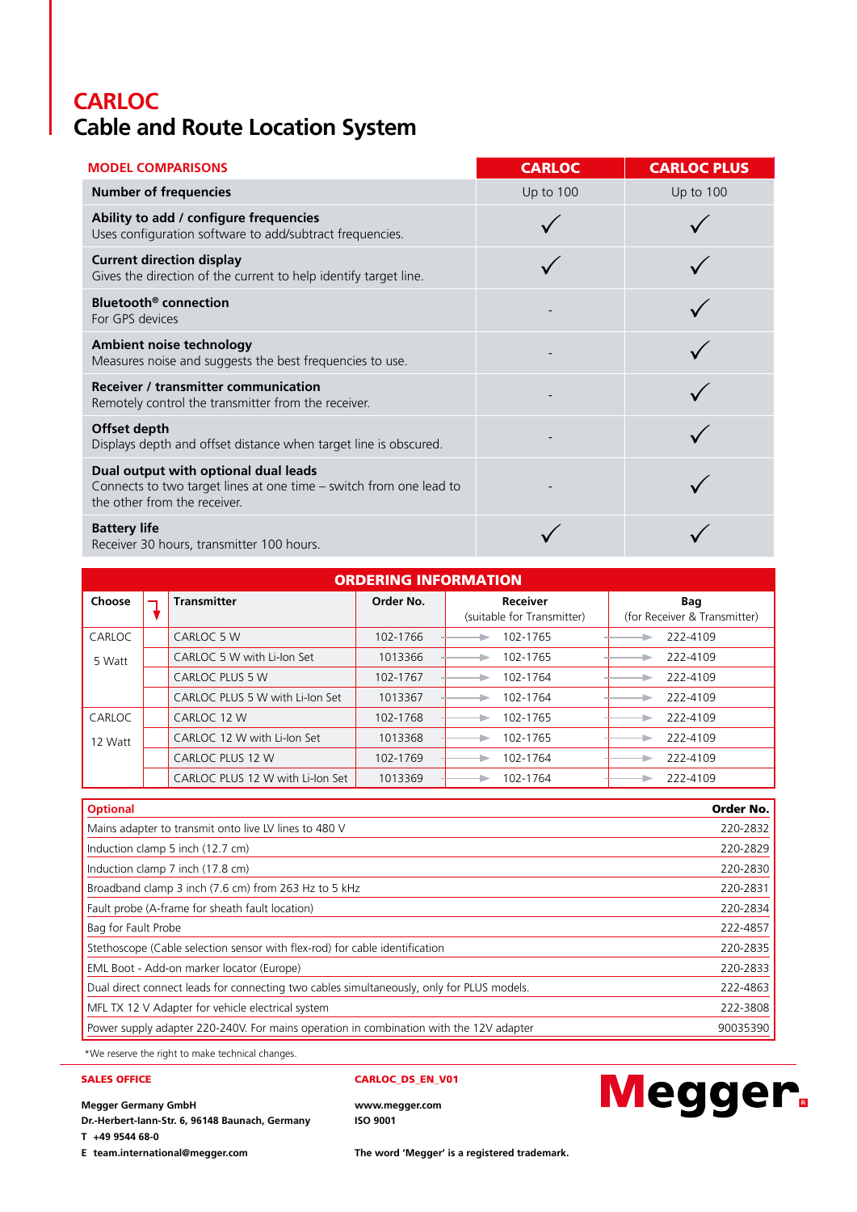# CARLOC
## Cable and Route Location System

| MODEL COMPARISONS | CARLOC | CARLOC PLUS |
|---|---|---|
| **Number of frequencies** | Up to 100 | Up to 100 |
| **Ability to add / configure frequencies**<br>Uses configuration software to add/subtract frequencies. | ✓ | ✓ |
| **Current direction display**<br>Gives the direction of the current to help identify target line. | ✓ | ✓ |
| **Bluetooth® connection**<br>For GPS devices | - | ✓ |
| **Ambient noise technology**<br>Measures noise and suggests the best frequencies to use. | - | ✓ |
| **Receiver / transmitter communication**<br>Remotely control the transmitter from the receiver. | - | ✓ |
| **Offset depth**<br>Displays depth and offset distance when target line is obscured. | - | ✓ |
| **Dual output with optional dual leads**<br>Connects to two target lines at one time – switch from one lead to the other from the receiver. | - | ✓ |
| **Battery life**<br>Receiver 30 hours, transmitter 100 hours. | ✓ | ✓ |

**ORDERING INFORMATION**

| Choose | Transmitter | Order No. | Receiver (suitable for Transmitter) | Bag (for Receiver & Transmitter) |
|---|---|---|---|---|
| CARLOC 5 Watt | CARLOC 5 W | 102-1766 | 102-1765 | 222-4109 |
| | CARLOC 5 W with Li-Ion Set | 1013366 | 102-1765 | 222-4109 |
| | CARLOC PLUS 5 W | 102-1767 | 102-1764 | 222-4109 |
| | CARLOC PLUS 5 W with Li-Ion Set | 1013367 | 102-1764 | 222-4109 |
| CARLOC 12 Watt | CARLOC 12 W | 102-1768 | 102-1765 | 222-4109 |
| | CARLOC 12 W with Li-Ion Set | 1013368 | 102-1765 | 222-4109 |
| | CARLOC PLUS 12 W | 102-1769 | 102-1764 | 222-4109 |
| | CARLOC PLUS 12 W with Li-Ion Set | 1013369 | 102-1764 | 222-4109 |

| Optional | Order No. |
|---|---|
| Mains adapter to transmit onto live LV lines to 480 V | 220-2832 |
| Induction clamp 5 inch (12.7 cm) | 220-2829 |
| Induction clamp 7 inch (17.8 cm) | 220-2830 |
| Broadband clamp 3 inch (7.6 cm) from 263 Hz to 5 kHz | 220-2831 |
| Fault probe (A-frame for sheath fault location) | 220-2834 |
| Bag for Fault Probe | 222-4857 |
| Stethoscope (Cable selection sensor with flex-rod) for cable identification | 220-2835 |
| EML Boot - Add-on marker locator (Europe) | 220-2833 |
| Dual direct connect leads for connecting two cables simultaneously, only for PLUS models. | 222-4863 |
| MFL TX 12 V Adapter for vehicle electrical system | 222-3808 |
| Power supply adapter 220-240V. For mains operation in combination with the 12V adapter | 90035390 |

*We reserve the right to make technical changes.

**SALES OFFICE**

**Megger Germany GmbH**
**Dr.-Herbert-Iann-Str. 6, 96148 Baunach, Germany**
**T +49 9544 68-0**
**E team.international@megger.com**

**CARLOC_DS_EN_V01**

**www.megger.com**
**ISO 9001**

**The word 'Megger' is a registered trademark.**

Megger.